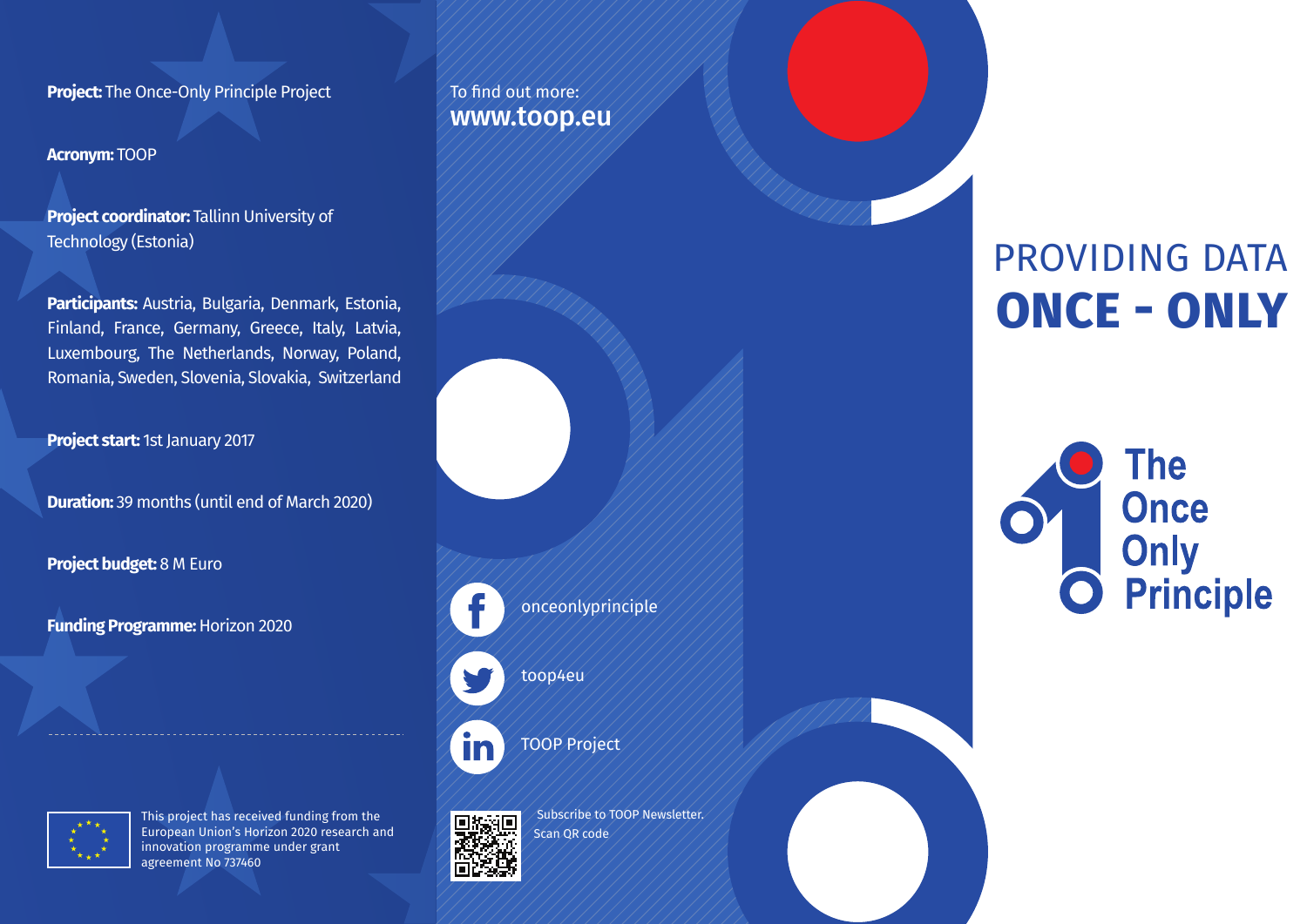**Project:** The Once-Only Principle Project

**Acronym:** TOOP

**Project coordinator:** Tallinn University of Technology (Estonia)

**Participants:** Austria, Bulgaria, Denmark, Estonia, Finland, France, Germany, Greece, Italy, Latvia, Luxembourg, The Netherlands, Norway, Poland, Romania, Sweden, Slovenia, Slovakia, Switzerland

**Project start:** 1st January 2017

**Duration:** 39 months (until end of March 2020)

**Project budget:** 8 M Euro

**Funding Programme:** Horizon 2020

---

This project has received funding from the European Union's Horizon 2020 research and innovation programme under grant agreement No 737460

To find out more:
**www.toop.eu**

onceonlyprinciple

toop4eu

TOOP Project

Subscribe to TOOP Newsletter.
Scan QR code

# PROVIDING DATA **ONCE - ONLY**

**The Once Only Principle**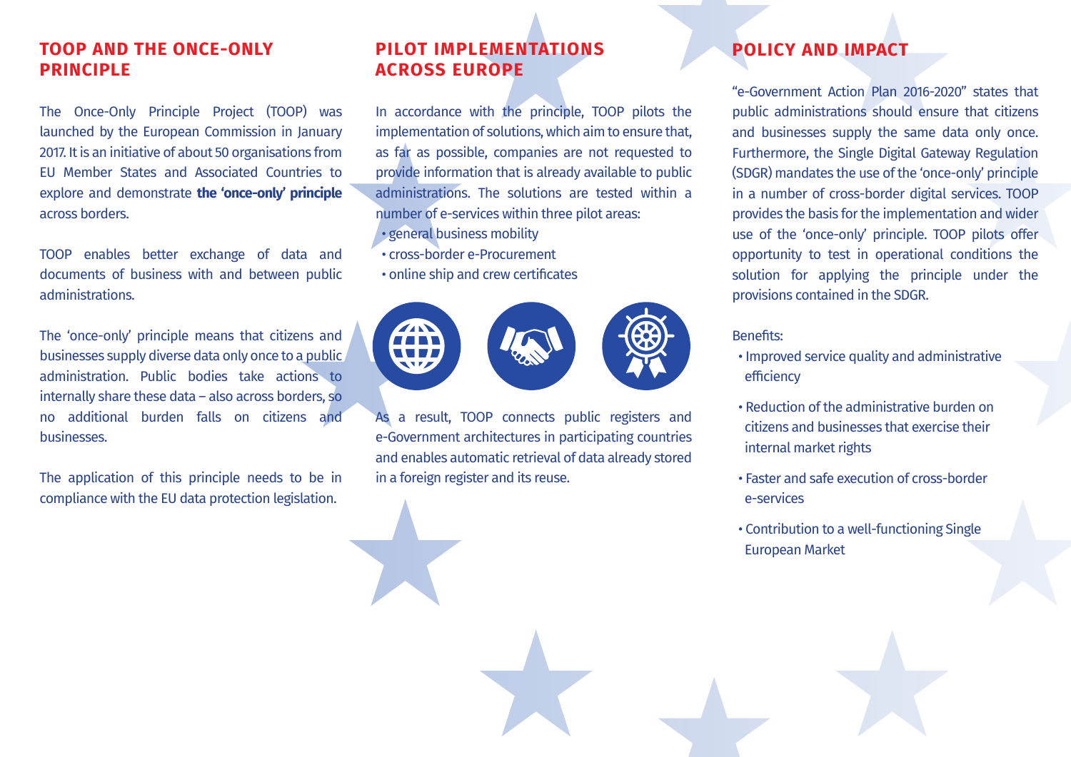## TOOP AND THE ONCE-ONLY PRINCIPLE

The Once-Only Principle Project (TOOP) was launched by the European Commission in January 2017. It is an initiative of about 50 organisations from EU Member States and Associated Countries to explore and demonstrate **the 'once-only' principle** across borders.

TOOP enables better exchange of data and documents of business with and between public administrations.

The 'once-only' principle means that citizens and businesses supply diverse data only once to a public administration. Public bodies take actions to internally share these data – also across borders, so no additional burden falls on citizens and businesses.

The application of this principle needs to be in compliance with the EU data protection legislation.

## PILOT IMPLEMENTATIONS ACROSS EUROPE

In accordance with the principle, TOOP pilots the implementation of solutions, which aim to ensure that, as far as possible, companies are not requested to provide information that is already available to public administrations. The solutions are tested within a number of e-services within three pilot areas:

- general business mobility
- cross-border e-Procurement
- online ship and crew certificates

As a result, TOOP connects public registers and e-Government architectures in participating countries and enables automatic retrieval of data already stored in a foreign register and its reuse.

## POLICY AND IMPACT

"e-Government Action Plan 2016-2020" states that public administrations should ensure that citizens and businesses supply the same data only once. Furthermore, the Single Digital Gateway Regulation (SDGR) mandates the use of the 'once-only' principle in a number of cross-border digital services. TOOP provides the basis for the implementation and wider use of the 'once-only' principle. TOOP pilots offer opportunity to test in operational conditions the solution for applying the principle under the provisions contained in the SDGR.

Benefits:

- Improved service quality and administrative efficiency
- Reduction of the administrative burden on citizens and businesses that exercise their internal market rights
- Faster and safe execution of cross-border e-services
- Contribution to a well-functioning Single European Market